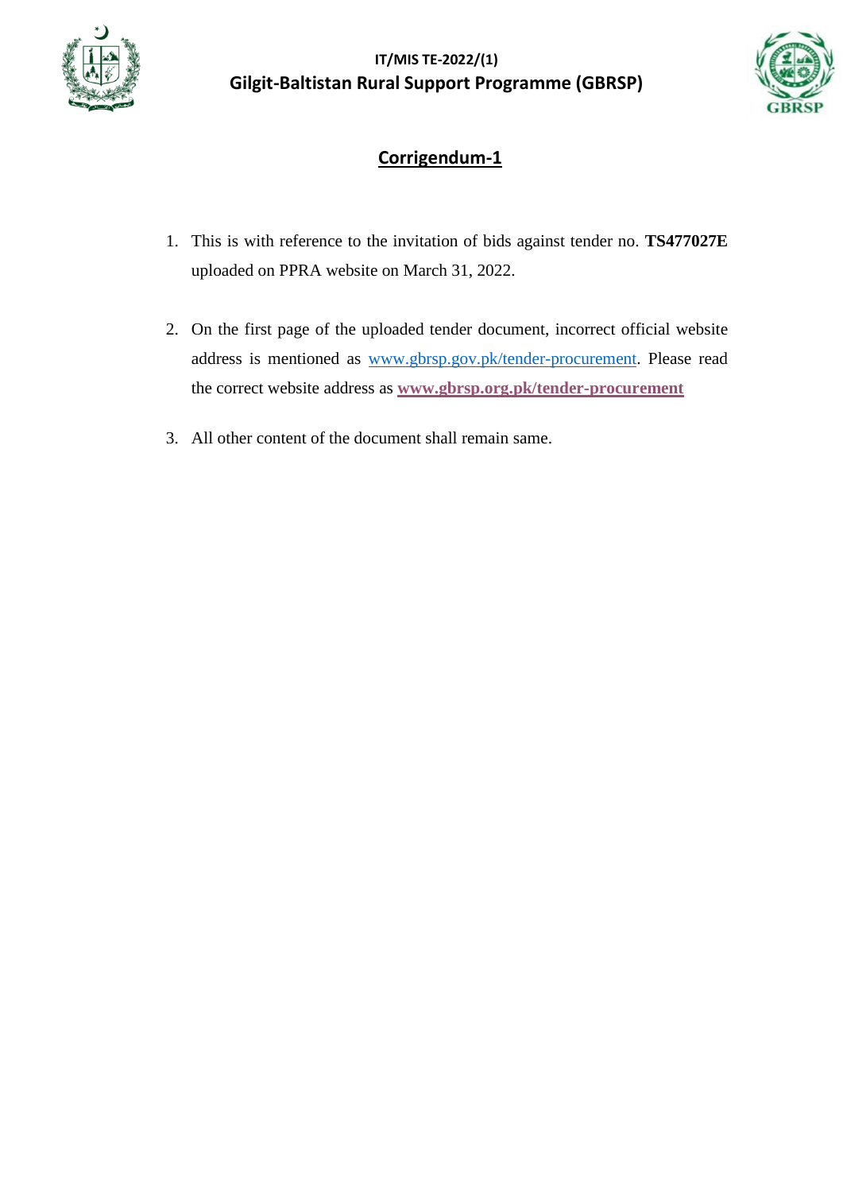**IT/MIS TE-2022/(1)**

**Gilgit-Baltistan Rural Support Programme (GBRSP)**

## Corrigendum-1

1. This is with reference to the invitation of bids against tender no. **TS477027E** uploaded on PPRA website on March 31, 2022.

2. On the first page of the uploaded tender document, incorrect official website address is mentioned as www.gbrsp.gov.pk/tender-procurement. Please read the correct website address as **www.gbrsp.org.pk/tender-procurement**

3. All other content of the document shall remain same.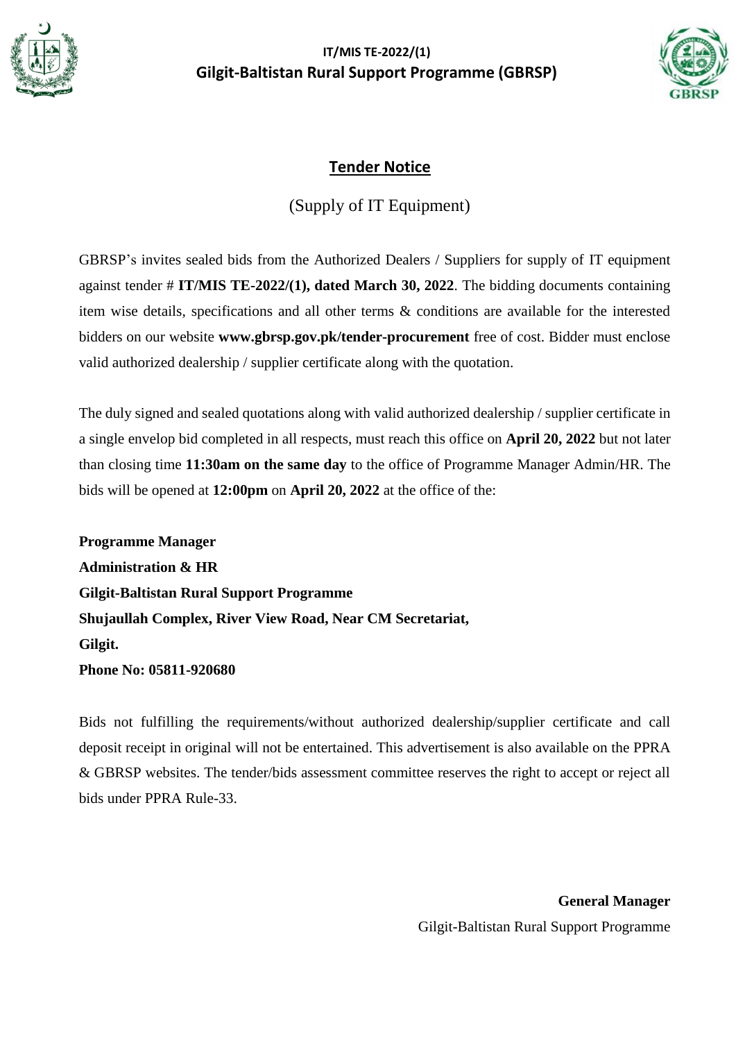IT/MIS TE-2022/(1)

**Gilgit-Baltistan Rural Support Programme (GBRSP)**

## Tender Notice

(Supply of IT Equipment)

GBRSP's invites sealed bids from the Authorized Dealers / Suppliers for supply of IT equipment against tender # **IT/MIS TE-2022/(1), dated March 30, 2022**. The bidding documents containing item wise details, specifications and all other terms & conditions are available for the interested bidders on our website **www.gbrsp.gov.pk/tender-procurement** free of cost. Bidder must enclose valid authorized dealership / supplier certificate along with the quotation.

The duly signed and sealed quotations along with valid authorized dealership / supplier certificate in a single envelop bid completed in all respects, must reach this office on **April 20, 2022** but not later than closing time **11:30am on the same day** to the office of Programme Manager Admin/HR. The bids will be opened at **12:00pm** on **April 20, 2022** at the office of the:

**Programme Manager**
**Administration & HR**
**Gilgit-Baltistan Rural Support Programme**
**Shujaullah Complex, River View Road, Near CM Secretariat,**
**Gilgit.**
**Phone No: 05811-920680**

Bids not fulfilling the requirements/without authorized dealership/supplier certificate and call deposit receipt in original will not be entertained. This advertisement is also available on the PPRA & GBRSP websites. The tender/bids assessment committee reserves the right to accept or reject all bids under PPRA Rule-33.

**General Manager**
Gilgit-Baltistan Rural Support Programme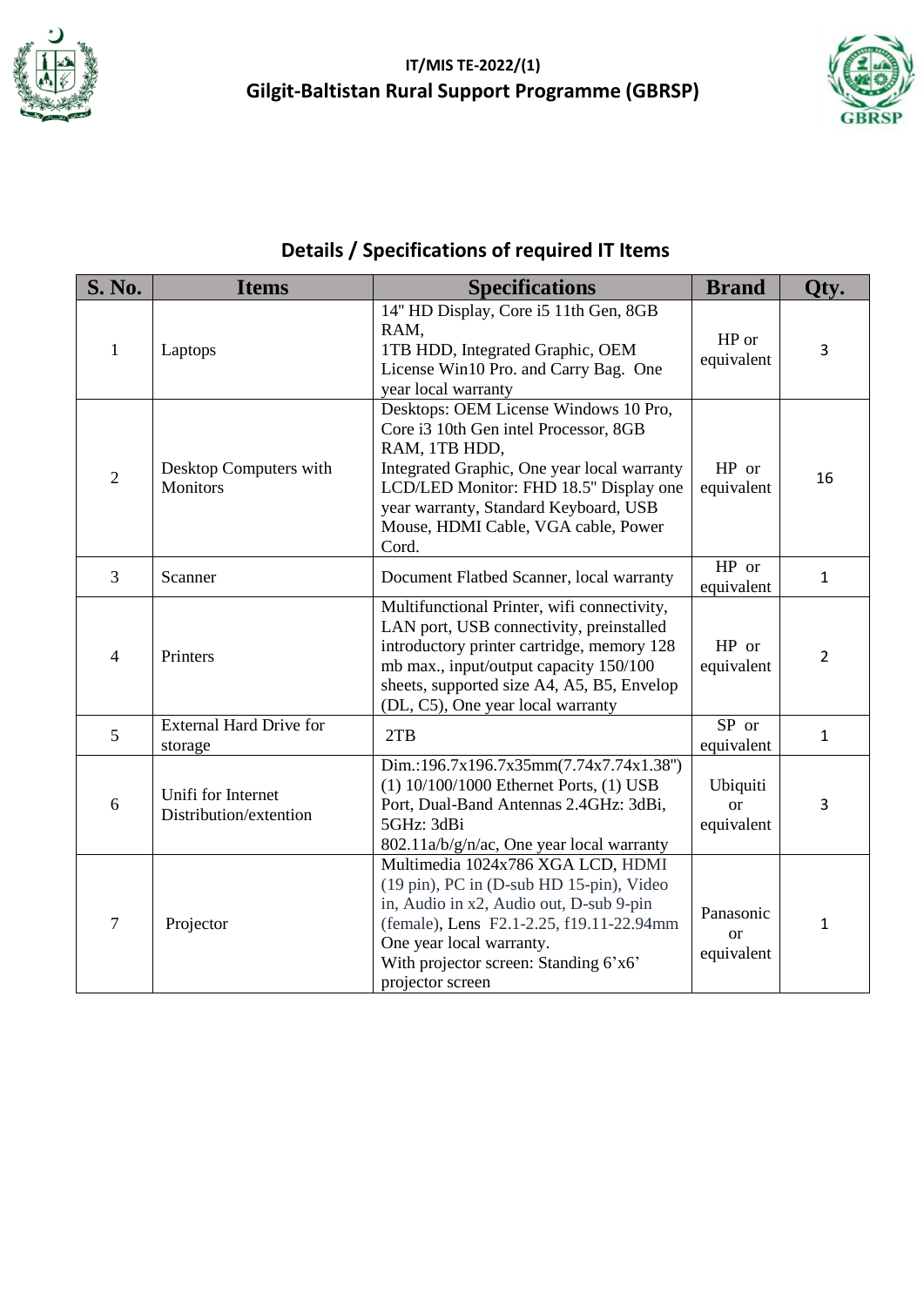IT/MIS TE-2022/(1)

# Gilgit-Baltistan Rural Support Programme (GBRSP)

## Details / Specifications of required IT Items

| S. No. | Items | Specifications | Brand | Qty. |
|---|---|---|---|---|
| 1 | Laptops | 14" HD Display, Core i5 11th Gen, 8GB RAM, 1TB HDD, Integrated Graphic, OEM License Win10 Pro. and Carry Bag. One year local warranty | HP or equivalent | 3 |
| 2 | Desktop Computers with Monitors | Desktops: OEM License Windows 10 Pro, Core i3 10th Gen intel Processor, 8GB RAM, 1TB HDD, Integrated Graphic, One year local warranty LCD/LED Monitor: FHD 18.5" Display one year warranty, Standard Keyboard, USB Mouse, HDMI Cable, VGA cable, Power Cord. | HP or equivalent | 16 |
| 3 | Scanner | Document Flatbed Scanner, local warranty | HP or equivalent | 1 |
| 4 | Printers | Multifunctional Printer, wifi connectivity, LAN port, USB connectivity, preinstalled introductory printer cartridge, memory 128 mb max., input/output capacity 150/100 sheets, supported size A4, A5, B5, Envelop (DL, C5), One year local warranty | HP or equivalent | 2 |
| 5 | External Hard Drive for storage | 2TB | SP or equivalent | 1 |
| 6 | Unifi for Internet Distribution/extention | Dim.:196.7x196.7x35mm(7.74x7.74x1.38") (1) 10/100/1000 Ethernet Ports, (1) USB Port, Dual-Band Antennas 2.4GHz: 3dBi, 5GHz: 3dBi 802.11a/b/g/n/ac, One year local warranty | Ubiquiti or equivalent | 3 |
| 7 | Projector | Multimedia 1024x786 XGA LCD, HDMI (19 pin), PC in (D-sub HD 15-pin), Video in, Audio in x2, Audio out, D-sub 9-pin (female), Lens F2.1-2.25, f19.11-22.94mm One year local warranty. With projector screen: Standing 6'x6' projector screen | Panasonic or equivalent | 1 |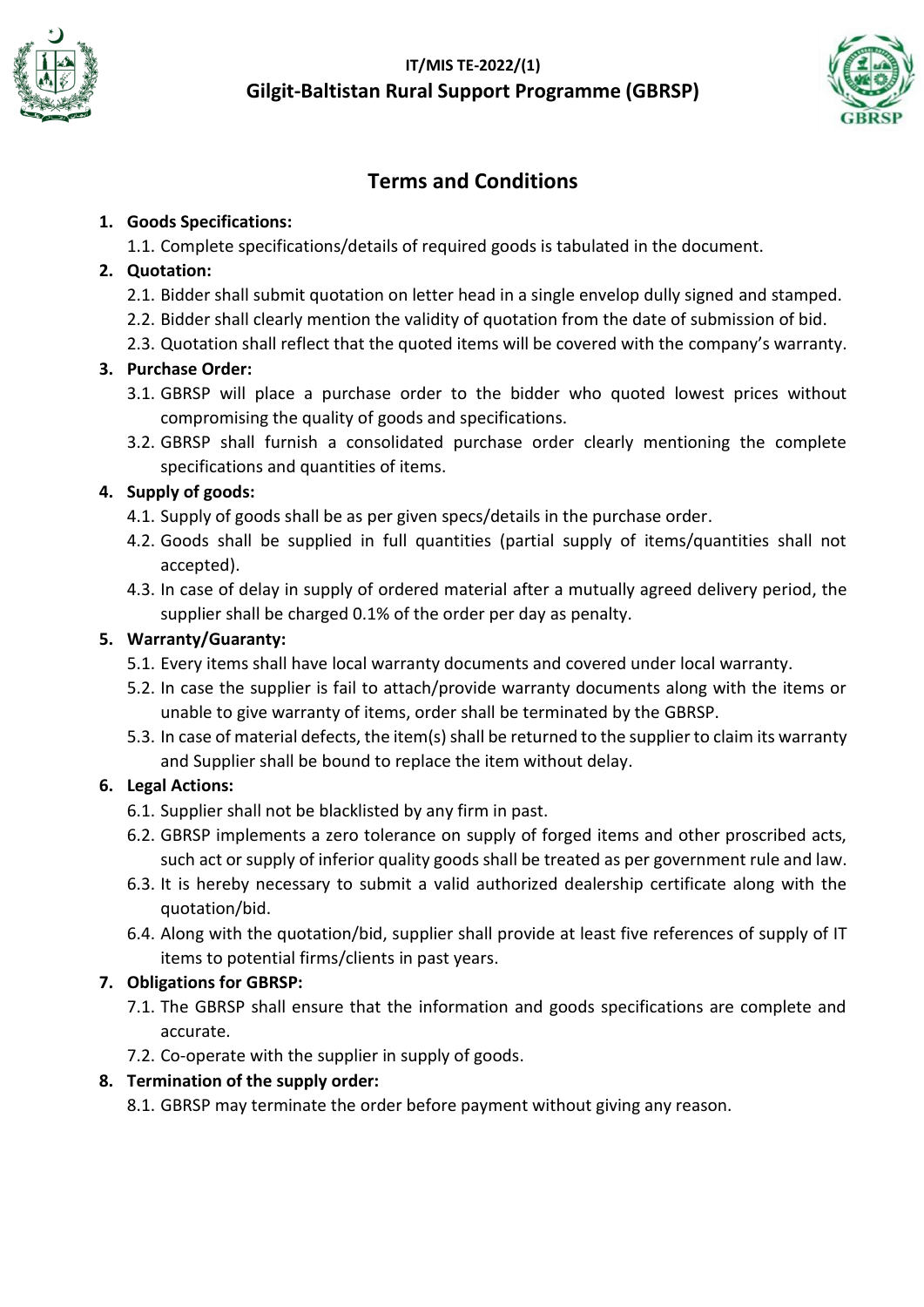IT/MIS TE-2022/(1)

## Gilgit-Baltistan Rural Support Programme (GBRSP)

# Terms and Conditions

1. **Goods Specifications:**
   1.1. Complete specifications/details of required goods is tabulated in the document.
2. **Quotation:**
   2.1. Bidder shall submit quotation on letter head in a single envelop dully signed and stamped.
   2.2. Bidder shall clearly mention the validity of quotation from the date of submission of bid.
   2.3. Quotation shall reflect that the quoted items will be covered with the company's warranty.
3. **Purchase Order:**
   3.1. GBRSP will place a purchase order to the bidder who quoted lowest prices without compromising the quality of goods and specifications.
   3.2. GBRSP shall furnish a consolidated purchase order clearly mentioning the complete specifications and quantities of items.
4. **Supply of goods:**
   4.1. Supply of goods shall be as per given specs/details in the purchase order.
   4.2. Goods shall be supplied in full quantities (partial supply of items/quantities shall not accepted).
   4.3. In case of delay in supply of ordered material after a mutually agreed delivery period, the supplier shall be charged 0.1% of the order per day as penalty.
5. **Warranty/Guaranty:**
   5.1. Every items shall have local warranty documents and covered under local warranty.
   5.2. In case the supplier is fail to attach/provide warranty documents along with the items or unable to give warranty of items, order shall be terminated by the GBRSP.
   5.3. In case of material defects, the item(s) shall be returned to the supplier to claim its warranty and Supplier shall be bound to replace the item without delay.
6. **Legal Actions:**
   6.1. Supplier shall not be blacklisted by any firm in past.
   6.2. GBRSP implements a zero tolerance on supply of forged items and other proscribed acts, such act or supply of inferior quality goods shall be treated as per government rule and law.
   6.3. It is hereby necessary to submit a valid authorized dealership certificate along with the quotation/bid.
   6.4. Along with the quotation/bid, supplier shall provide at least five references of supply of IT items to potential firms/clients in past years.
7. **Obligations for GBRSP:**
   7.1. The GBRSP shall ensure that the information and goods specifications are complete and accurate.
   7.2. Co-operate with the supplier in supply of goods.
8. **Termination of the supply order:**
   8.1. GBRSP may terminate the order before payment without giving any reason.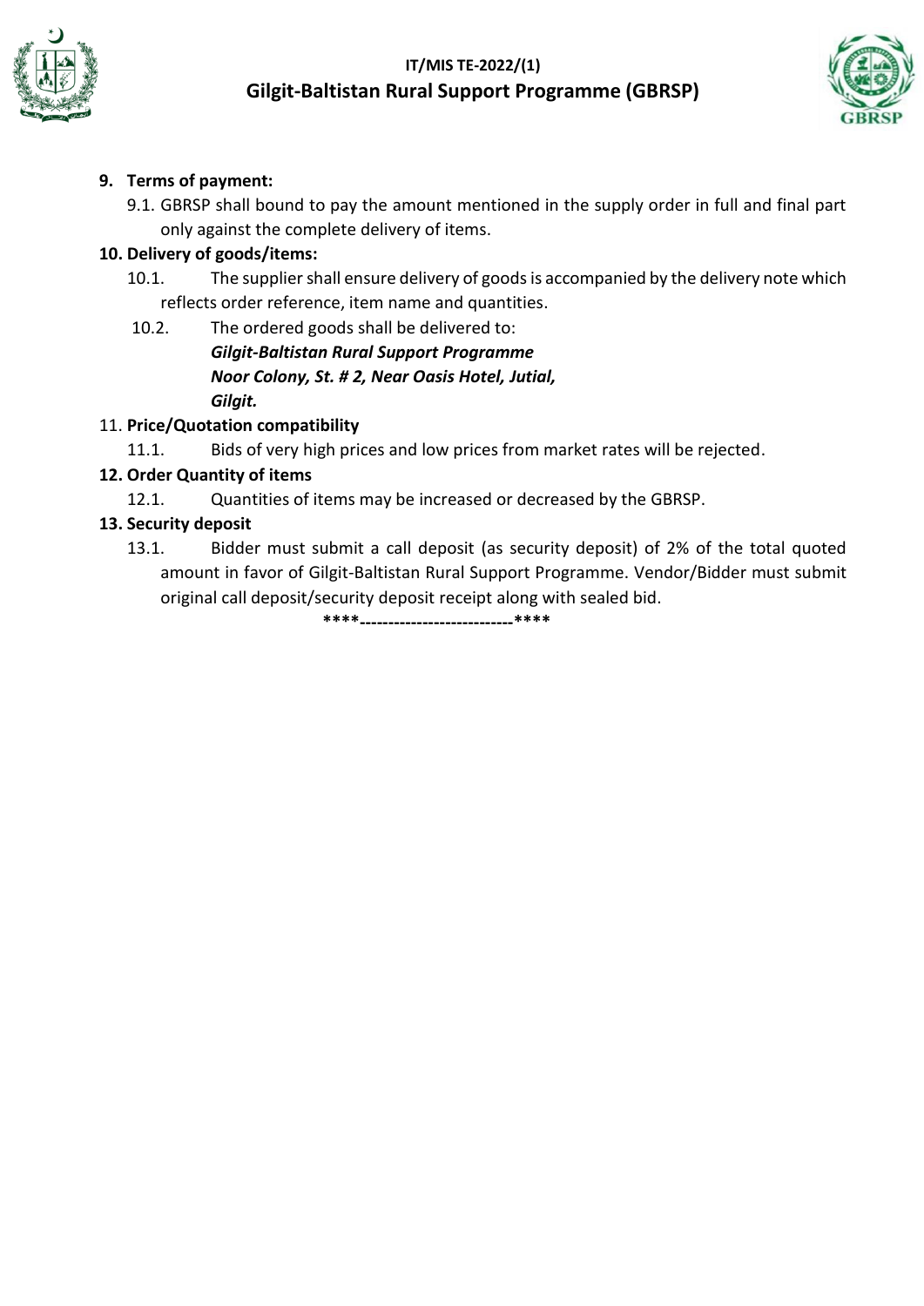**9. Terms of payment:**

9.1. GBRSP shall bound to pay the amount mentioned in the supply order in full and final part only against the complete delivery of items.

**10. Delivery of goods/items:**

10.1. The supplier shall ensure delivery of goods is accompanied by the delivery note which reflects order reference, item name and quantities.

10.2. The ordered goods shall be delivered to:

***Gilgit-Baltistan Rural Support Programme***
***Noor Colony, St. # 2, Near Oasis Hotel, Jutial,***
***Gilgit.***

11. **Price/Quotation compatibility**

11.1. Bids of very high prices and low prices from market rates will be rejected.

**12. Order Quantity of items**

12.1. Quantities of items may be increased or decreased by the GBRSP.

**13. Security deposit**

13.1. Bidder must submit a call deposit (as security deposit) of 2% of the total quoted amount in favor of Gilgit-Baltistan Rural Support Programme. Vendor/Bidder must submit original call deposit/security deposit receipt along with sealed bid.

****--------------------------****